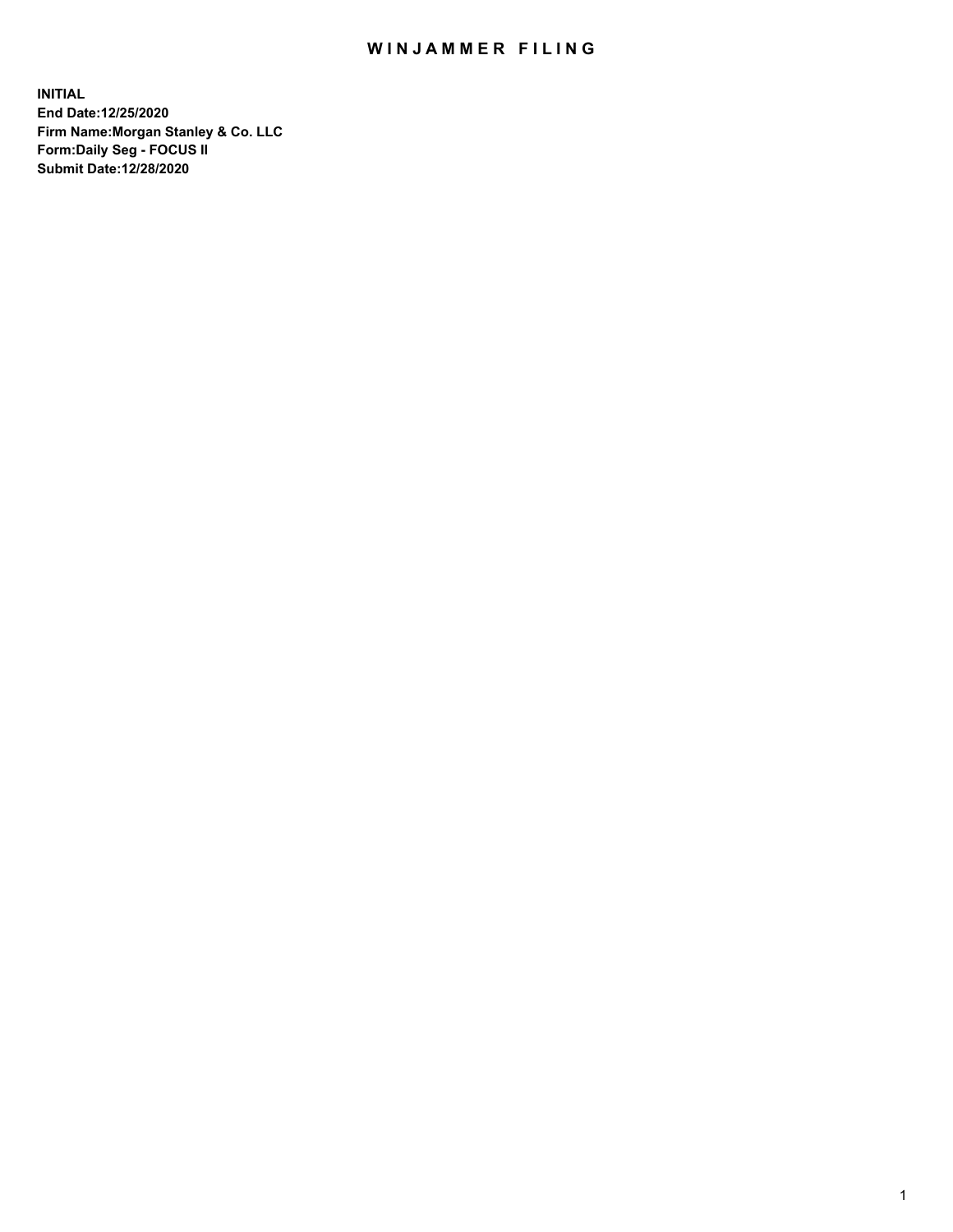# WINJAMMER FILING

**INITIAL**
**End Date:12/25/2020**
**Firm Name:Morgan Stanley & Co. LLC**
**Form:Daily Seg - FOCUS II**
**Submit Date:12/28/2020**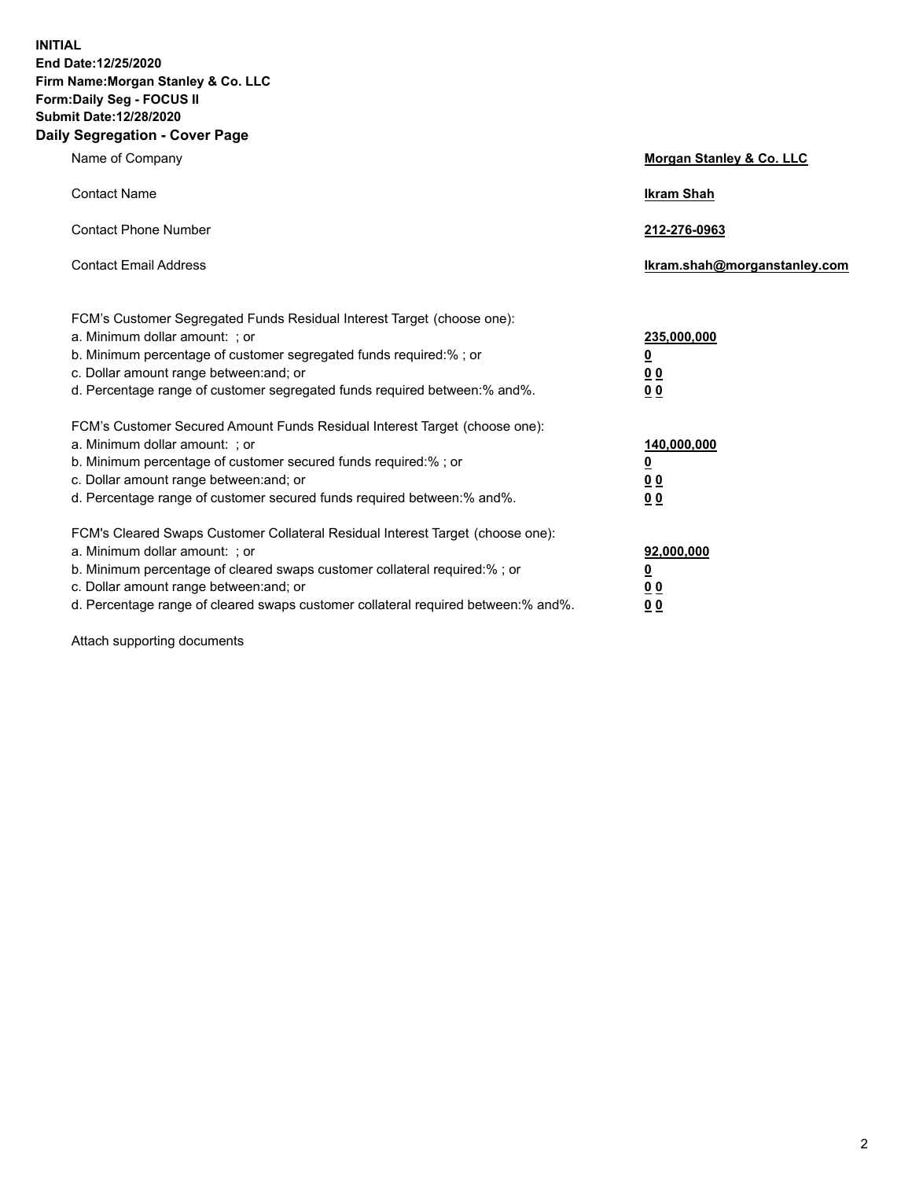**INITIAL**
**End Date:12/25/2020**
**Firm Name:Morgan Stanley & Co. LLC**
**Form:Daily Seg - FOCUS II**
**Submit Date:12/28/2020**

## Daily Segregation - Cover Page

| | |
|---|---|
| Name of Company | **Morgan Stanley & Co. LLC** |
| Contact Name | **Ikram Shah** |
| Contact Phone Number | **212-276-0963** |
| Contact Email Address | **Ikram.shah@morganstanley.com** |

FCM's Customer Segregated Funds Residual Interest Target (choose one):

| | |
|---|---|
| a. Minimum dollar amount: ; or | **235,000,000** |
| b. Minimum percentage of customer segregated funds required:% ; or | **0** |
| c. Dollar amount range between:and; or | **0 0** |
| d. Percentage range of customer segregated funds required between:% and%. | **0 0** |

FCM's Customer Secured Amount Funds Residual Interest Target (choose one):

| | |
|---|---|
| a. Minimum dollar amount: ; or | **140,000,000** |
| b. Minimum percentage of customer secured funds required:% ; or | **0** |
| c. Dollar amount range between:and; or | **0 0** |
| d. Percentage range of customer secured funds required between:% and%. | **0 0** |

FCM's Cleared Swaps Customer Collateral Residual Interest Target (choose one):

| | |
|---|---|
| a. Minimum dollar amount: ; or | **92,000,000** |
| b. Minimum percentage of cleared swaps customer collateral required:% ; or | **0** |
| c. Dollar amount range between:and; or | **0 0** |
| d. Percentage range of cleared swaps customer collateral required between:% and%. | **0 0** |

Attach supporting documents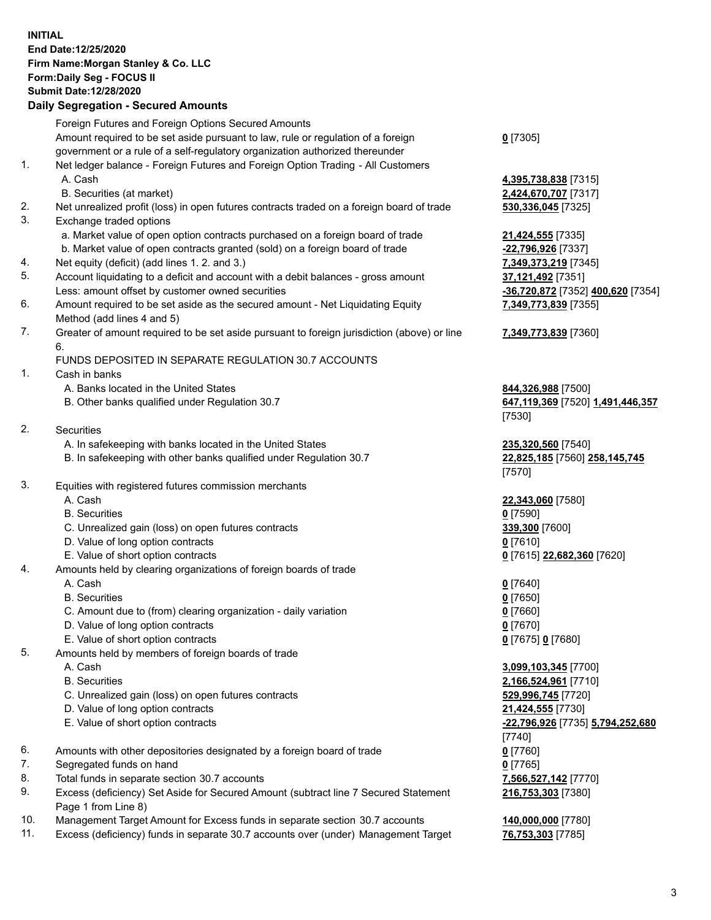**INITIAL**
**End Date:12/25/2020**
**Firm Name:Morgan Stanley & Co. LLC**
**Form:Daily Seg - FOCUS II**
**Submit Date:12/28/2020**

### Daily Segregation - Secured Amounts

| | | |
|---|---|---|
| | Foreign Futures and Foreign Options Secured Amounts | |
| | Amount required to be set aside pursuant to law, rule or regulation of a foreign government or a rule of a self-regulatory organization authorized thereunder | **0** [7305] |
| 1. | Net ledger balance - Foreign Futures and Foreign Option Trading - All Customers | |
| | A. Cash | **4,395,738,838** [7315] |
| | B. Securities (at market) | **2,424,670,707** [7317] |
| 2. | Net unrealized profit (loss) in open futures contracts traded on a foreign board of trade | **530,336,045** [7325] |
| 3. | Exchange traded options | |
| | a. Market value of open option contracts purchased on a foreign board of trade | **21,424,555** [7335] |
| | b. Market value of open contracts granted (sold) on a foreign board of trade | **-22,796,926** [7337] |
| 4. | Net equity (deficit) (add lines 1. 2. and 3.) | **7,349,373,219** [7345] |
| 5. | Account liquidating to a deficit and account with a debit balances - gross amount | **37,121,492** [7351] |
| | Less: amount offset by customer owned securities | **-36,720,872** [7352] **400,620** [7354] |
| 6. | Amount required to be set aside as the secured amount - Net Liquidating Equity Method (add lines 4 and 5) | **7,349,773,839** [7355] |
| 7. | Greater of amount required to be set aside pursuant to foreign jurisdiction (above) or line 6. | **7,349,773,839** [7360] |
| | FUNDS DEPOSITED IN SEPARATE REGULATION 30.7 ACCOUNTS | |
| 1. | Cash in banks | |
| | A. Banks located in the United States | **844,326,988** [7500] |
| | B. Other banks qualified under Regulation 30.7 | **647,119,369** [7520] **1,491,446,357** [7530] |
| 2. | Securities | |
| | A. In safekeeping with banks located in the United States | **235,320,560** [7540] |
| | B. In safekeeping with other banks qualified under Regulation 30.7 | **22,825,185** [7560] **258,145,745** [7570] |
| 3. | Equities with registered futures commission merchants | |
| | A. Cash | **22,343,060** [7580] |
| | B. Securities | **0** [7590] |
| | C. Unrealized gain (loss) on open futures contracts | **339,300** [7600] |
| | D. Value of long option contracts | **0** [7610] |
| | E. Value of short option contracts | **0** [7615] **22,682,360** [7620] |
| 4. | Amounts held by clearing organizations of foreign boards of trade | |
| | A. Cash | **0** [7640] |
| | B. Securities | **0** [7650] |
| | C. Amount due to (from) clearing organization - daily variation | **0** [7660] |
| | D. Value of long option contracts | **0** [7670] |
| | E. Value of short option contracts | **0** [7675] **0** [7680] |
| 5. | Amounts held by members of foreign boards of trade | |
| | A. Cash | **3,099,103,345** [7700] |
| | B. Securities | **2,166,524,961** [7710] |
| | C. Unrealized gain (loss) on open futures contracts | **529,996,745** [7720] |
| | D. Value of long option contracts | **21,424,555** [7730] |
| | E. Value of short option contracts | **-22,796,926** [7735] **5,794,252,680** [7740] |
| 6. | Amounts with other depositories designated by a foreign board of trade | **0** [7760] |
| 7. | Segregated funds on hand | **0** [7765] |
| 8. | Total funds in separate section 30.7 accounts | **7,566,527,142** [7770] |
| 9. | Excess (deficiency) Set Aside for Secured Amount (subtract line 7 Secured Statement Page 1 from Line 8) | **216,753,303** [7380] |
| 10. | Management Target Amount for Excess funds in separate section 30.7 accounts | **140,000,000** [7780] |
| 11. | Excess (deficiency) funds in separate 30.7 accounts over (under) Management Target | **76,753,303** [7785] |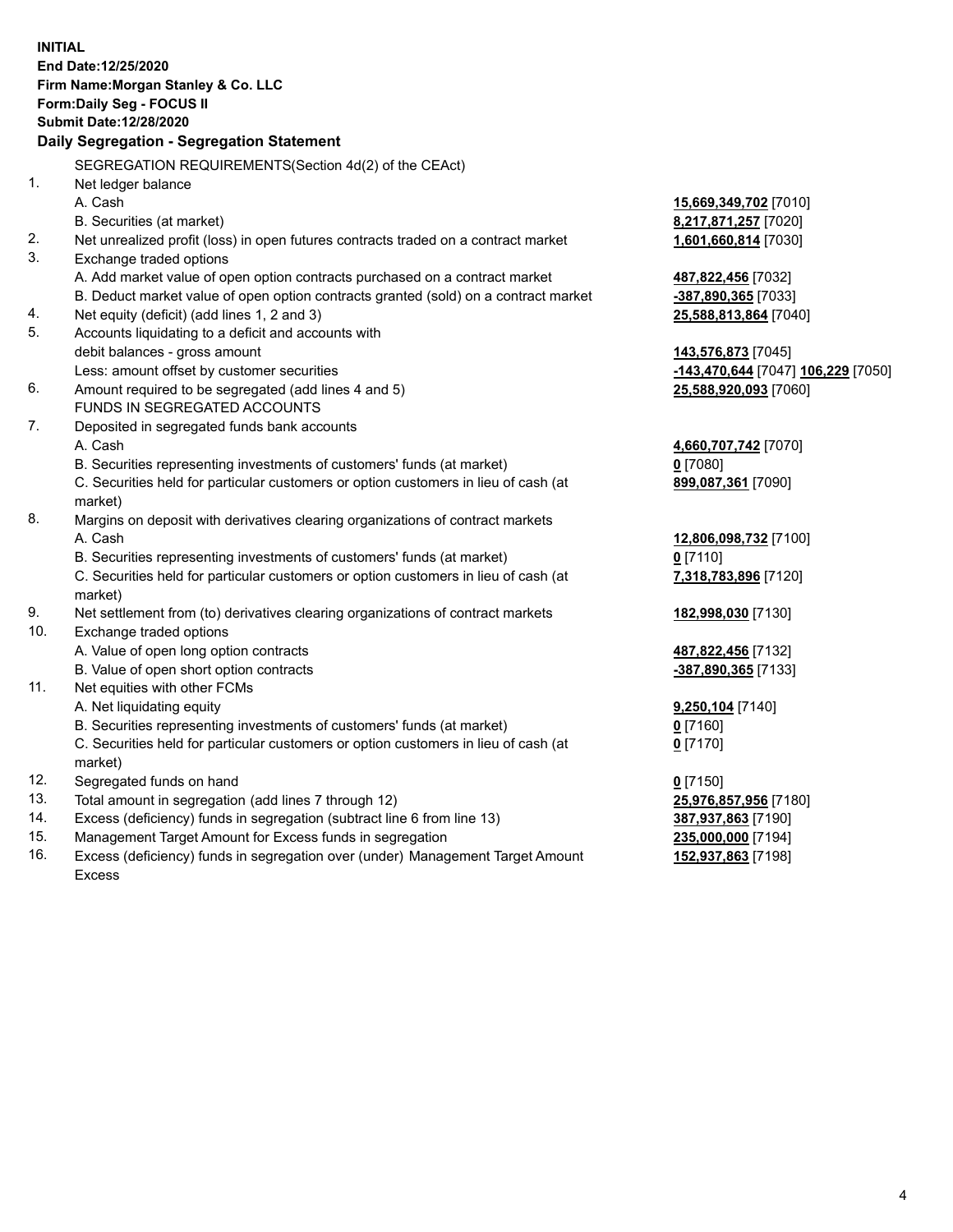**INITIAL**
**End Date:12/25/2020**
**Firm Name:Morgan Stanley & Co. LLC**
**Form:Daily Seg - FOCUS II**
**Submit Date:12/28/2020**

### Daily Segregation - Segregation Statement

SEGREGATION REQUIREMENTS(Section 4d(2) of the CEAct)

| | | |
|---|---|---|
| 1. | Net ledger balance | |
| | A. Cash | 15,669,349,702 [7010] |
| | B. Securities (at market) | 8,217,871,257 [7020] |
| 2. | Net unrealized profit (loss) in open futures contracts traded on a contract market | 1,601,660,814 [7030] |
| 3. | Exchange traded options | |
| | A. Add market value of open option contracts purchased on a contract market | 487,822,456 [7032] |
| | B. Deduct market value of open option contracts granted (sold) on a contract market | -387,890,365 [7033] |
| 4. | Net equity (deficit) (add lines 1, 2 and 3) | 25,588,813,864 [7040] |
| 5. | Accounts liquidating to a deficit and accounts with debit balances - gross amount | 143,576,873 [7045] |
| | Less: amount offset by customer securities | -143,470,644 [7047] 106,229 [7050] |
| 6. | Amount required to be segregated (add lines 4 and 5) | 25,588,920,093 [7060] |
| | FUNDS IN SEGREGATED ACCOUNTS | |
| 7. | Deposited in segregated funds bank accounts | |
| | A. Cash | 4,660,707,742 [7070] |
| | B. Securities representing investments of customers' funds (at market) | 0 [7080] |
| | C. Securities held for particular customers or option customers in lieu of cash (at market) | 899,087,361 [7090] |
| 8. | Margins on deposit with derivatives clearing organizations of contract markets | |
| | A. Cash | 12,806,098,732 [7100] |
| | B. Securities representing investments of customers' funds (at market) | 0 [7110] |
| | C. Securities held for particular customers or option customers in lieu of cash (at market) | 7,318,783,896 [7120] |
| 9. | Net settlement from (to) derivatives clearing organizations of contract markets | 182,998,030 [7130] |
| 10. | Exchange traded options | |
| | A. Value of open long option contracts | 487,822,456 [7132] |
| | B. Value of open short option contracts | -387,890,365 [7133] |
| 11. | Net equities with other FCMs | |
| | A. Net liquidating equity | 9,250,104 [7140] |
| | B. Securities representing investments of customers' funds (at market) | 0 [7160] |
| | C. Securities held for particular customers or option customers in lieu of cash (at market) | 0 [7170] |
| 12. | Segregated funds on hand | 0 [7150] |
| 13. | Total amount in segregation (add lines 7 through 12) | 25,976,857,956 [7180] |
| 14. | Excess (deficiency) funds in segregation (subtract line 6 from line 13) | 387,937,863 [7190] |
| 15. | Management Target Amount for Excess funds in segregation | 235,000,000 [7194] |
| 16. | Excess (deficiency) funds in segregation over (under) Management Target Amount Excess | 152,937,863 [7198] |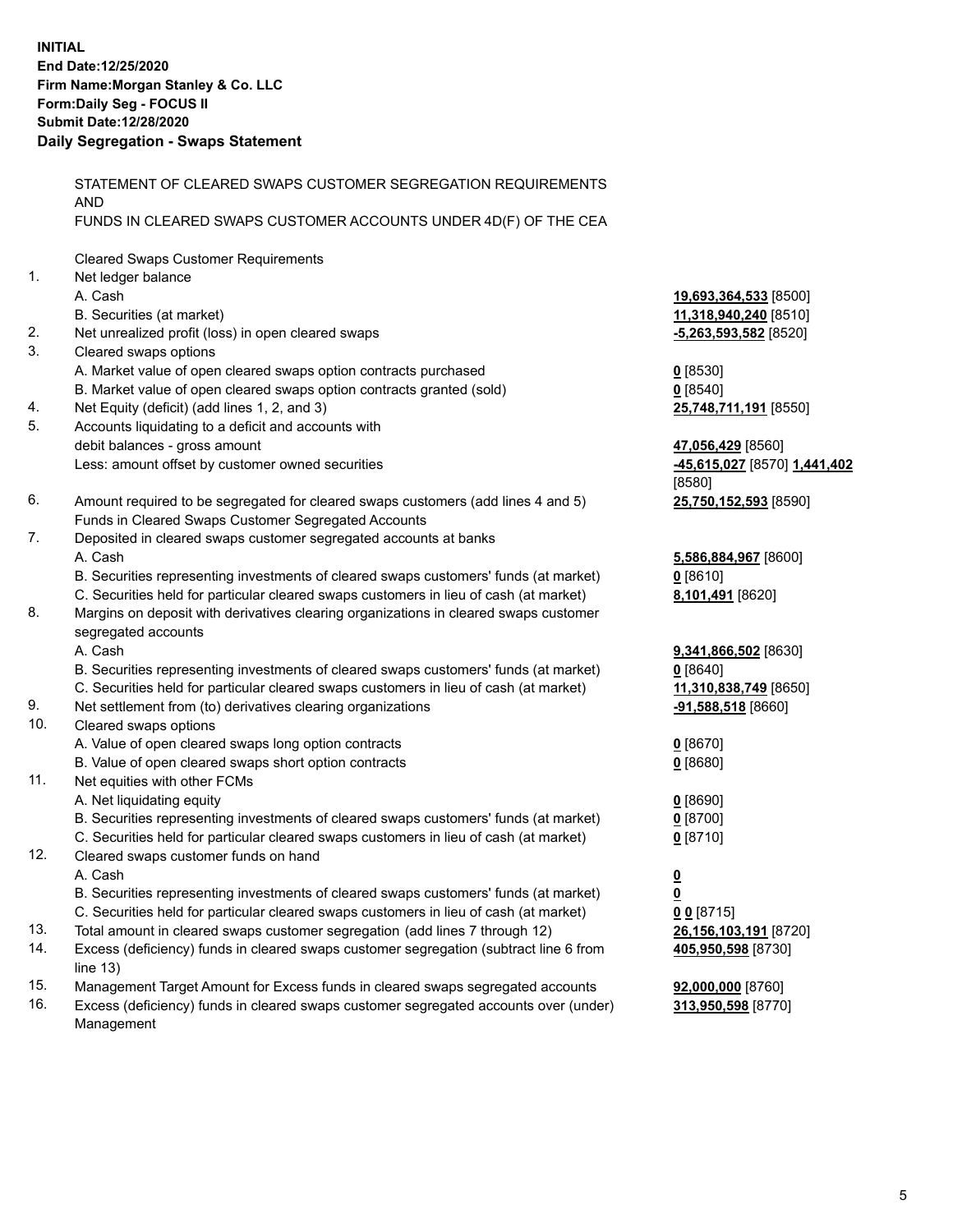**INITIAL**
**End Date:12/25/2020**
**Firm Name:Morgan Stanley & Co. LLC**
**Form:Daily Seg - FOCUS II**
**Submit Date:12/28/2020**
**Daily Segregation - Swaps Statement**

STATEMENT OF CLEARED SWAPS CUSTOMER SEGREGATION REQUIREMENTS AND FUNDS IN CLEARED SWAPS CUSTOMER ACCOUNTS UNDER 4D(F) OF THE CEA

| | | |
|---|---|---|
| | Cleared Swaps Customer Requirements | |
| 1. | Net ledger balance | |
| | A. Cash | **19,693,364,533** [8500] |
| | B. Securities (at market) | **11,318,940,240** [8510] |
| 2. | Net unrealized profit (loss) in open cleared swaps | **-5,263,593,582** [8520] |
| 3. | Cleared swaps options | |
| | A. Market value of open cleared swaps option contracts purchased | **0** [8530] |
| | B. Market value of open cleared swaps option contracts granted (sold) | **0** [8540] |
| 4. | Net Equity (deficit) (add lines 1, 2, and 3) | **25,748,711,191** [8550] |
| 5. | Accounts liquidating to a deficit and accounts with debit balances - gross amount | **47,056,429** [8560] |
| | Less: amount offset by customer owned securities | **-45,615,027** [8570] **1,441,402** [8580] |
| 6. | Amount required to be segregated for cleared swaps customers (add lines 4 and 5) | **25,750,152,593** [8590] |
| | Funds in Cleared Swaps Customer Segregated Accounts | |
| 7. | Deposited in cleared swaps customer segregated accounts at banks | |
| | A. Cash | **5,586,884,967** [8600] |
| | B. Securities representing investments of cleared swaps customers' funds (at market) | **0** [8610] |
| | C. Securities held for particular cleared swaps customers in lieu of cash (at market) | **8,101,491** [8620] |
| 8. | Margins on deposit with derivatives clearing organizations in cleared swaps customer segregated accounts | |
| | A. Cash | **9,341,866,502** [8630] |
| | B. Securities representing investments of cleared swaps customers' funds (at market) | **0** [8640] |
| | C. Securities held for particular cleared swaps customers in lieu of cash (at market) | **11,310,838,749** [8650] |
| 9. | Net settlement from (to) derivatives clearing organizations | **-91,588,518** [8660] |
| 10. | Cleared swaps options | |
| | A. Value of open cleared swaps long option contracts | **0** [8670] |
| | B. Value of open cleared swaps short option contracts | **0** [8680] |
| 11. | Net equities with other FCMs | |
| | A. Net liquidating equity | **0** [8690] |
| | B. Securities representing investments of cleared swaps customers' funds (at market) | **0** [8700] |
| | C. Securities held for particular cleared swaps customers in lieu of cash (at market) | **0** [8710] |
| 12. | Cleared swaps customer funds on hand | |
| | A. Cash | **0** |
| | B. Securities representing investments of cleared swaps customers' funds (at market) | **0** |
| | C. Securities held for particular cleared swaps customers in lieu of cash (at market) | **0** **0** [8715] |
| 13. | Total amount in cleared swaps customer segregation (add lines 7 through 12) | **26,156,103,191** [8720] |
| 14. | Excess (deficiency) funds in cleared swaps customer segregation (subtract line 6 from line 13) | **405,950,598** [8730] |
| 15. | Management Target Amount for Excess funds in cleared swaps segregated accounts | **92,000,000** [8760] |
| 16. | Excess (deficiency) funds in cleared swaps customer segregated accounts over (under) Management | **313,950,598** [8770] |